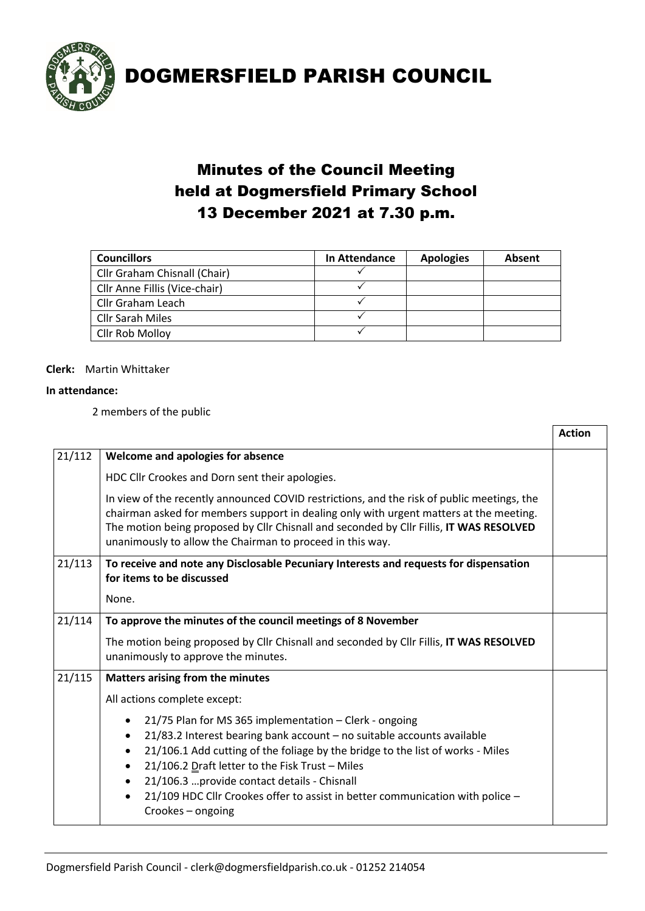# DOGMERSFIELD PARISH COUNCIL

## Minutes of the Council Meeting held at Dogmersfield Primary School 13 December 2021 at 7.30 p.m.

| Councillors | In Attendance | Apologies | Absent |
|---|---|---|---|
| Cllr Graham Chisnall (Chair) | ✓ | | |
| Cllr Anne Fillis (Vice-chair) | ✓ | | |
| Cllr Graham Leach | ✓ | | |
| Cllr Sarah Miles | ✓ | | |
| Cllr Rob Molloy | ✓ | | |

**Clerk:** Martin Whittaker

**In attendance:**

2 members of the public

| | | Action |
|---|---|---|
| 21/112 | **Welcome and apologies for absence**<br><br>HDC Cllr Crookes and Dorn sent their apologies.<br><br>In view of the recently announced COVID restrictions, and the risk of public meetings, the chairman asked for members support in dealing only with urgent matters at the meeting. The motion being proposed by Cllr Chisnall and seconded by Cllr Fillis, **IT WAS RESOLVED** unanimously to allow the Chairman to proceed in this way. | |
| 21/113 | **To receive and note any Disclosable Pecuniary Interests and requests for dispensation for items to be discussed**<br><br>None. | |
| 21/114 | **To approve the minutes of the council meetings of 8 November**<br><br>The motion being proposed by Cllr Chisnall and seconded by Cllr Fillis, **IT WAS RESOLVED** unanimously to approve the minutes. | |
| 21/115 | **Matters arising from the minutes**<br><br>All actions complete except:<br><br>• 21/75 Plan for MS 365 implementation – Clerk - ongoing<br>• 21/83.2 Interest bearing bank account – no suitable accounts available<br>• 21/106.1 Add cutting of the foliage by the bridge to the list of works - Miles<br>• 21/106.2 Draft letter to the Fisk Trust – Miles<br>• 21/106.3 …provide contact details - Chisnall<br>• 21/109 HDC Cllr Crookes offer to assist in better communication with police – Crookes – ongoing | |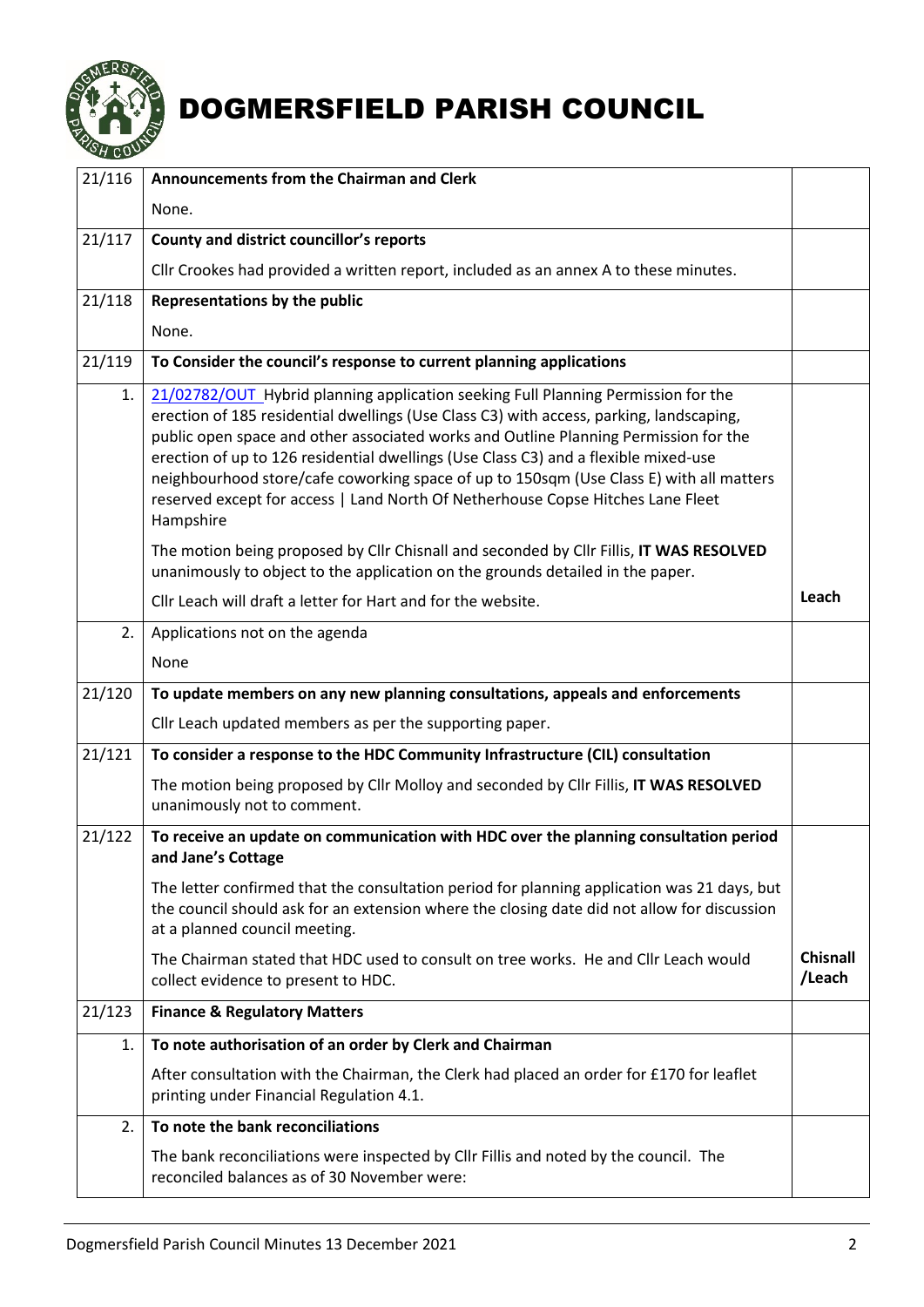# DOGMERSFIELD PARISH COUNCIL

| | | |
|---|---|---|
| 21/116 | **Announcements from the Chairman and Clerk**<br><br>None. | |
| 21/117 | **County and district councillor's reports**<br><br>Cllr Crookes had provided a written report, included as an annex A to these minutes. | |
| 21/118 | **Representations by the public**<br><br>None. | |
| 21/119 | **To Consider the council's response to current planning applications** | |
| 1. | 21/02782/OUT Hybrid planning application seeking Full Planning Permission for the erection of 185 residential dwellings (Use Class C3) with access, parking, landscaping, public open space and other associated works and Outline Planning Permission for the erection of up to 126 residential dwellings (Use Class C3) and a flexible mixed-use neighbourhood store/cafe coworking space of up to 150sqm (Use Class E) with all matters reserved except for access \| Land North Of Netherhouse Copse Hitches Lane Fleet Hampshire<br><br>The motion being proposed by Cllr Chisnall and seconded by Cllr Fillis, **IT WAS RESOLVED** unanimously to object to the application on the grounds detailed in the paper.<br><br>Cllr Leach will draft a letter for Hart and for the website. | **Leach** |
| 2. | Applications not on the agenda<br><br>None | |
| 21/120 | **To update members on any new planning consultations, appeals and enforcements**<br><br>Cllr Leach updated members as per the supporting paper. | |
| 21/121 | **To consider a response to the HDC Community Infrastructure (CIL) consultation**<br><br>The motion being proposed by Cllr Molloy and seconded by Cllr Fillis, **IT WAS RESOLVED** unanimously not to comment. | |
| 21/122 | **To receive an update on communication with HDC over the planning consultation period and Jane's Cottage**<br><br>The letter confirmed that the consultation period for planning application was 21 days, but the council should ask for an extension where the closing date did not allow for discussion at a planned council meeting.<br><br>The Chairman stated that HDC used to consult on tree works. He and Cllr Leach would collect evidence to present to HDC. | **Chisnall /Leach** |
| 21/123 | **Finance & Regulatory Matters** | |
| 1. | **To note authorisation of an order by Clerk and Chairman**<br><br>After consultation with the Chairman, the Clerk had placed an order for £170 for leaflet printing under Financial Regulation 4.1. | |
| 2. | **To note the bank reconciliations**<br><br>The bank reconciliations were inspected by Cllr Fillis and noted by the council. The reconciled balances as of 30 November were: | |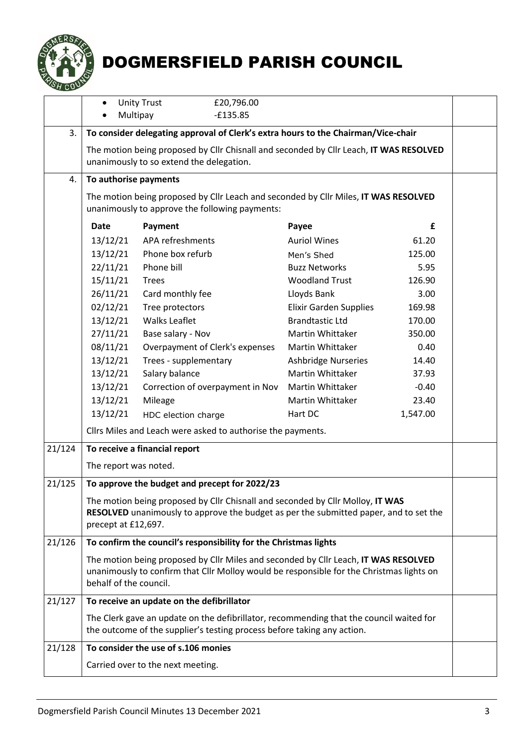# DOGMERSFIELD PARISH COUNCIL

- Unity Trust £20,796.00
- Multipay -£135.85

| | | |
|---|---|---|
| 3. | **To consider delegating approval of Clerk's extra hours to the Chairman/Vice-chair** | |
| | The motion being proposed by Cllr Chisnall and seconded by Cllr Leach, **IT WAS RESOLVED** unanimously to so extend the delegation. | |
| 4. | **To authorise payments** | |
| | The motion being proposed by Cllr Leach and seconded by Cllr Miles, **IT WAS RESOLVED** unanimously to approve the following payments: | |

| Date | Payment | Payee | £ |
|---|---|---|---|
| 13/12/21 | APA refreshments | Auriol Wines | 61.20 |
| 13/12/21 | Phone box refurb | Men's Shed | 125.00 |
| 22/11/21 | Phone bill | Buzz Networks | 5.95 |
| 15/11/21 | Trees | Woodland Trust | 126.90 |
| 26/11/21 | Card monthly fee | Lloyds Bank | 3.00 |
| 02/12/21 | Tree protectors | Elixir Garden Supplies | 169.98 |
| 13/12/21 | Walks Leaflet | Brandtastic Ltd | 170.00 |
| 27/11/21 | Base salary - Nov | Martin Whittaker | 350.00 |
| 08/11/21 | Overpayment of Clerk's expenses | Martin Whittaker | 0.40 |
| 13/12/21 | Trees - supplementary | Ashbridge Nurseries | 14.40 |
| 13/12/21 | Salary balance | Martin Whittaker | 37.93 |
| 13/12/21 | Correction of overpayment in Nov | Martin Whittaker | -0.40 |
| 13/12/21 | Mileage | Martin Whittaker | 23.40 |
| 13/12/21 | HDC election charge | Hart DC | 1,547.00 |

Cllrs Miles and Leach were asked to authorise the payments.

| | | |
|---|---|---|
| 21/124 | **To receive a financial report** | |
| | The report was noted. | |
| 21/125 | **To approve the budget and precept for 2022/23** | |
| | The motion being proposed by Cllr Chisnall and seconded by Cllr Molloy, **IT WAS RESOLVED** unanimously to approve the budget as per the submitted paper, and to set the precept at £12,697. | |
| 21/126 | **To confirm the council's responsibility for the Christmas lights** | |
| | The motion being proposed by Cllr Miles and seconded by Cllr Leach, **IT WAS RESOLVED** unanimously to confirm that Cllr Molloy would be responsible for the Christmas lights on behalf of the council. | |
| 21/127 | **To receive an update on the defibrillator** | |
| | The Clerk gave an update on the defibrillator, recommending that the council waited for the outcome of the supplier's testing process before taking any action. | |
| 21/128 | **To consider the use of s.106 monies** | |
| | Carried over to the next meeting. | |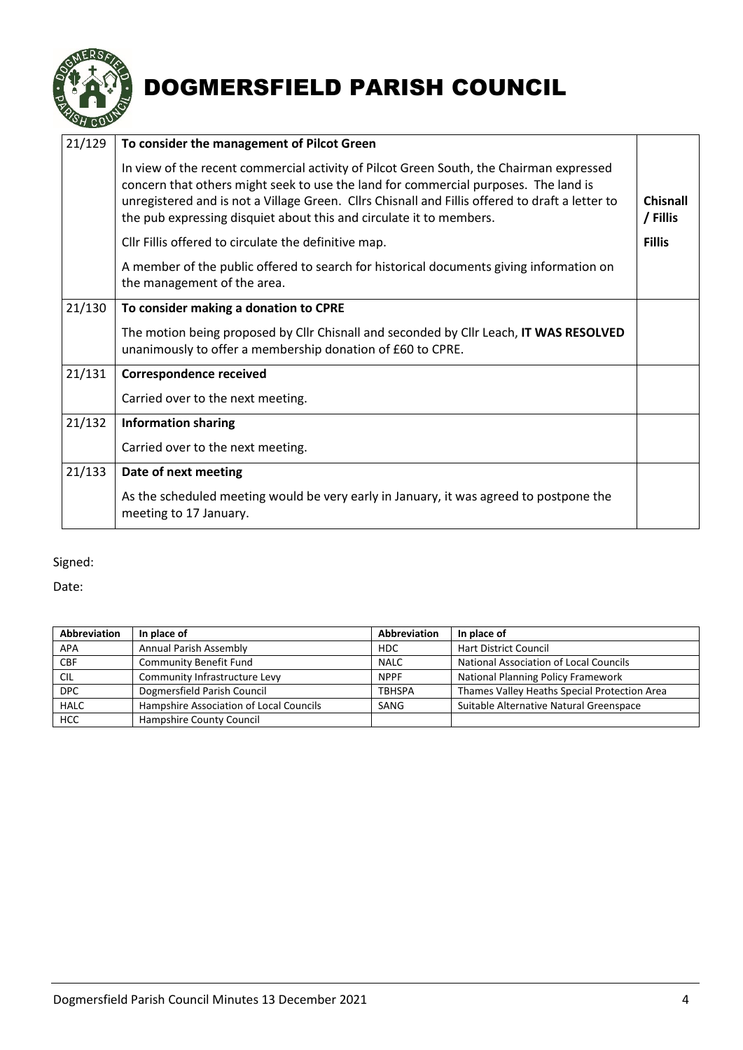# DOGMERSFIELD PARISH COUNCIL

| | | |
|---|---|---|
| 21/129 | **To consider the management of Pilcot Green** | |
| | In view of the recent commercial activity of Pilcot Green South, the Chairman expressed concern that others might seek to use the land for commercial purposes. The land is unregistered and is not a Village Green. Cllrs Chisnall and Fillis offered to draft a letter to the pub expressing disquiet about this and circulate it to members. | **Chisnall / Fillis** |
| | Cllr Fillis offered to circulate the definitive map. | **Fillis** |
| | A member of the public offered to search for historical documents giving information on the management of the area. | |
| 21/130 | **To consider making a donation to CPRE** | |
| | The motion being proposed by Cllr Chisnall and seconded by Cllr Leach, **IT WAS RESOLVED** unanimously to offer a membership donation of £60 to CPRE. | |
| 21/131 | **Correspondence received** | |
| | Carried over to the next meeting. | |
| 21/132 | **Information sharing** | |
| | Carried over to the next meeting. | |
| 21/133 | **Date of next meeting** | |
| | As the scheduled meeting would be very early in January, it was agreed to postpone the meeting to 17 January. | |

Signed:

Date:

| Abbreviation | In place of | Abbreviation | In place of |
|---|---|---|---|
| APA | Annual Parish Assembly | HDC | Hart District Council |
| CBF | Community Benefit Fund | NALC | National Association of Local Councils |
| CIL | Community Infrastructure Levy | NPPF | National Planning Policy Framework |
| DPC | Dogmersfield Parish Council | TBHSPA | Thames Valley Heaths Special Protection Area |
| HALC | Hampshire Association of Local Councils | SANG | Suitable Alternative Natural Greenspace |
| HCC | Hampshire County Council | | |

Dogmersfield Parish Council Minutes 13 December 2021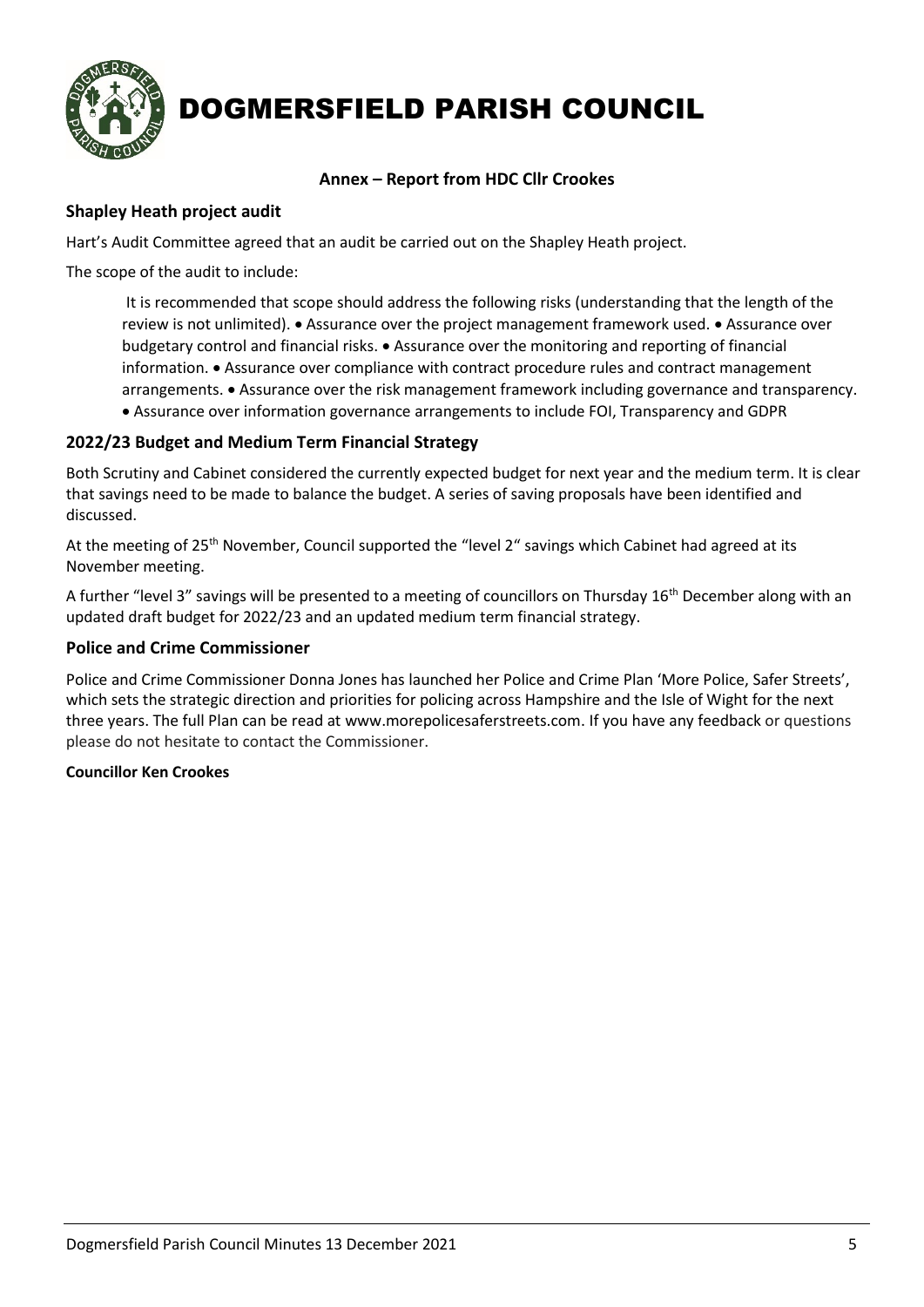# DOGMERSFIELD PARISH COUNCIL

**Annex – Report from HDC Cllr Crookes**

## Shapley Heath project audit

Hart's Audit Committee agreed that an audit be carried out on the Shapley Heath project.

The scope of the audit to include:

> It is recommended that scope should address the following risks (understanding that the length of the review is not unlimited). • Assurance over the project management framework used. • Assurance over budgetary control and financial risks. • Assurance over the monitoring and reporting of financial information. • Assurance over compliance with contract procedure rules and contract management arrangements. • Assurance over the risk management framework including governance and transparency. • Assurance over information governance arrangements to include FOI, Transparency and GDPR

## 2022/23 Budget and Medium Term Financial Strategy

Both Scrutiny and Cabinet considered the currently expected budget for next year and the medium term. It is clear that savings need to be made to balance the budget. A series of saving proposals have been identified and discussed.

At the meeting of 25th November, Council supported the "level 2" savings which Cabinet had agreed at its November meeting.

A further "level 3" savings will be presented to a meeting of councillors on Thursday 16th December along with an updated draft budget for 2022/23 and an updated medium term financial strategy.

## Police and Crime Commissioner

Police and Crime Commissioner Donna Jones has launched her Police and Crime Plan 'More Police, Safer Streets', which sets the strategic direction and priorities for policing across Hampshire and the Isle of Wight for the next three years. The full Plan can be read at www.morepolicesaferstreets.com. If you have any feedback or questions please do not hesitate to contact the Commissioner.

**Councillor Ken Crookes**